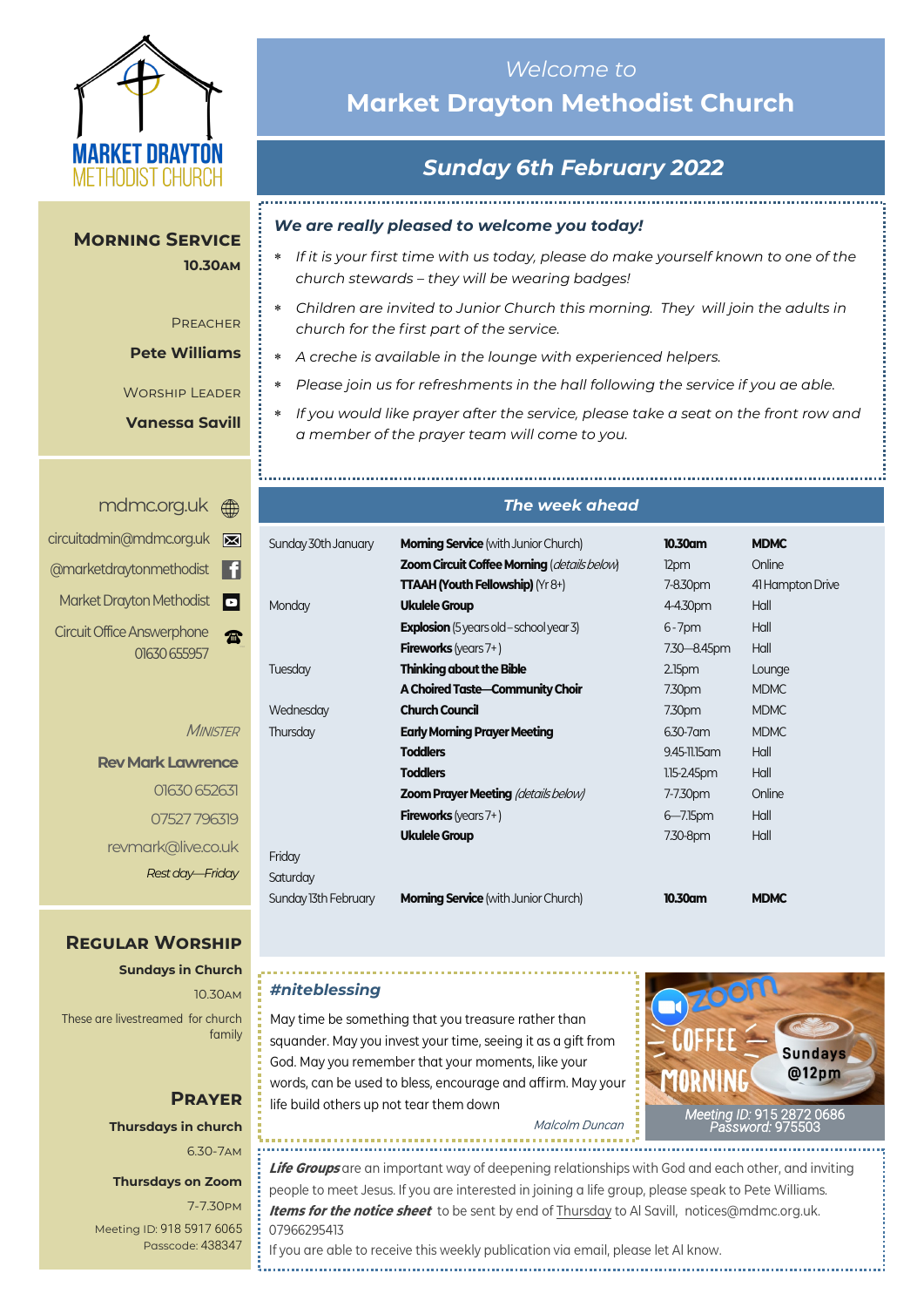# Welcome to Market Drayton Methodist Church

## Sunday 6th February 2022

MARKET DRAYTON METHODIST CHURCH

### Morning Service

**10.30am**

Preacher

**Pete Williams**

Worship Leader

**Vanessa Savill**

mdmc.org.uk

circuitadmin@mdmc.org.uk

@marketdraytonmethodist

Market Drayton Methodist

Circuit Office Answerphone 01630 655957

*Minister*

**Rev Mark Lawrence**

01630 652631

07527 796319

revmark@live.co.uk

*Rest day—Friday*

### Regular Worship

**Sundays in Church**

10.30am

These are livestreamed for church family

### Prayer

**Thursdays in church**

6.30-7am

**Thursdays on Zoom**

7-7.30pm

Meeting ID: 918 5917 6065
Passcode: 438347

***We are really pleased to welcome you today!***

- *If it is your first time with us today, please do make yourself known to one of the church stewards – they will be wearing badges!*
- *Children are invited to Junior Church this morning. They will join the adults in church for the first part of the service.*
- *A creche is available in the lounge with experienced helpers.*
- *Please join us for refreshments in the hall following the service if you ae able.*
- *If you would like prayer after the service, please take a seat on the front row and a member of the prayer team will come to you.*

### The week ahead

| | | | |
|---|---|---|---|
| Sunday 30th January | **Morning Service** (with Junior Church) | **10.30am** | **MDMC** |
| | **Zoom Circuit Coffee Morning** (*details below*) | 12pm | Online |
| | **TTAAH (Youth Fellowship)** (Yr 8+) | 7-8.30pm | 41 Hampton Drive |
| Monday | **Ukulele Group** | 4-4.30pm | Hall |
| | **Explosion** (5 years old – school year 3) | 6 - 7pm | Hall |
| | **Fireworks** (years 7+) | 7.30—8.45pm | Hall |
| Tuesday | **Thinking about the Bible** | 2.15pm | Lounge |
| | **A Choired Taste—Community Choir** | 7.30pm | MDMC |
| Wednesday | **Church Council** | 7.30pm | MDMC |
| Thursday | **Early Morning Prayer Meeting** | 6.30-7am | MDMC |
| | **Toddlers** | 9.45-11.15am | Hall |
| | **Toddlers** | 1.15-2.45pm | Hall |
| | **Zoom Prayer Meeting** (*details below*) | 7-7.30pm | Online |
| | **Fireworks** (years 7+) | 6—7.15pm | Hall |
| | **Ukulele Group** | 7.30-8pm | Hall |
| Friday | | | |
| Saturday | | | |
| Sunday 13th February | **Morning Service** (with Junior Church) | **10.30am** | **MDMC** |

***#niteblessing***

May time be something that you treasure rather than squander. May you invest your time, seeing it as a gift from God. May you remember that your moments, like your words, can be used to bless, encourage and affirm. May your life build others up not tear them down

*Malcolm Duncan*

Zoom COFFEE MORNING Sundays @12pm

*Meeting ID: 915 2872 0686*
*Password: 975503*

***Life Groups*** are an important way of deepening relationships with God and each other, and inviting people to meet Jesus. If you are interested in joining a life group, please speak to Pete Williams.

***Items for the notice sheet*** to be sent by end of Thursday to Al Savill, notices@mdmc.org.uk. 07966295413

If you are able to receive this weekly publication via email, please let Al know.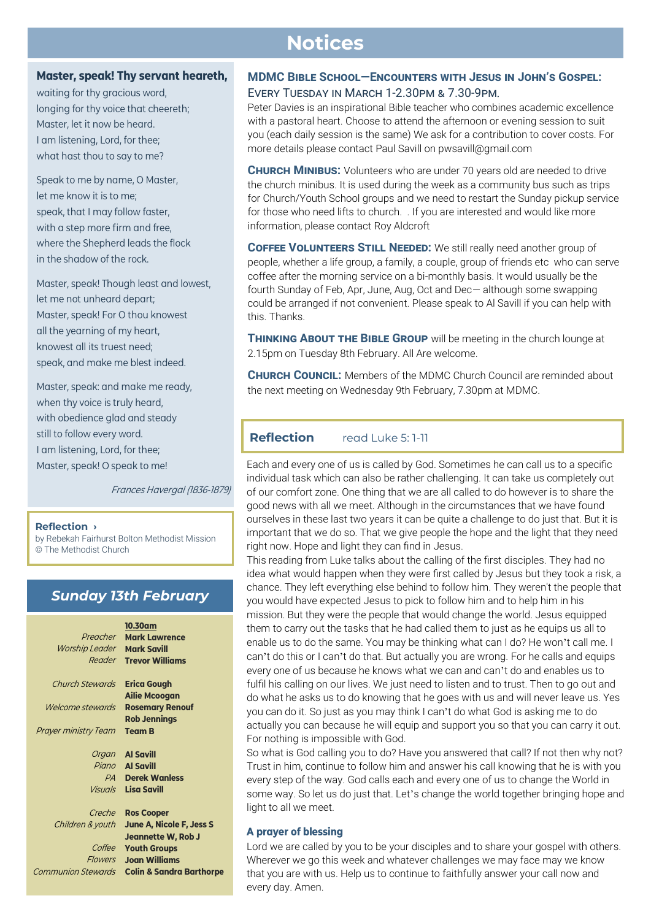# Notices

**Master, speak! Thy servant heareth,**
waiting for thy gracious word,
longing for thy voice that cheereth;
Master, let it now be heard.
I am listening, Lord, for thee;
what hast thou to say to me?

Speak to me by name, O Master,
let me know it is to me;
speak, that I may follow faster,
with a step more firm and free,
where the Shepherd leads the flock
in the shadow of the rock.

Master, speak! Though least and lowest,
let me not unheard depart;
Master, speak! For O thou knowest
all the yearning of my heart,
knowest all its truest need;
speak, and make me blest indeed.

Master, speak: and make me ready,
when thy voice is truly heard,
with obedience glad and steady
still to follow every word.
I am listening, Lord, for thee;
Master, speak! O speak to me!

*Frances Havergal (1836-1879)*

**Reflection ›**
by Rebekah Fairhurst Bolton Methodist Mission
© The Methodist Church

## *Sunday 13th February*

| | **10.30am** |
|---|---|
| *Preacher* | **Mark Lawrence** |
| *Worship Leader* | **Mark Savill** |
| *Reader* | **Trevor Williams** |
| *Church Stewards* | **Erica Gough**<br>**Ailie Mcoogan** |
| *Welcome stewards* | **Rosemary Renouf**<br>**Rob Jennings** |
| *Prayer ministry Team* | **Team B** |
| *Organ* | **Al Savill** |
| *Piano* | **Al Savill** |
| *PA* | **Derek Wanless** |
| *Visuals* | **Lisa Savill** |
| *Creche* | **Ros Cooper** |
| *Children & youth* | **June A, Nicole F, Jess S**<br>**Jeannette W, Rob J** |
| *Coffee* | **Youth Groups** |
| *Flowers* | **Joan Williams** |
| *Communion Stewards* | **Colin & Sandra Barthorpe** |

### MDMC Bible School—Encounters with Jesus in John's Gospel: Every Tuesday in March 1-2.30pm & 7.30-9pm.

Peter Davies is an inspirational Bible teacher who combines academic excellence with a pastoral heart. Choose to attend the afternoon or evening session to suit you (each daily session is the same) We ask for a contribution to cover costs. For more details please contact Paul Savill on pwsavill@gmail.com

**Church Minibus:** Volunteers who are under 70 years old are needed to drive the church minibus. It is used during the week as a community bus such as trips for Church/Youth School groups and we need to restart the Sunday pickup service for those who need lifts to church. . If you are interested and would like more information, please contact Roy Aldcroft

**Coffee Volunteers Still Needed:** We still really need another group of people, whether a life group, a family, a couple, group of friends etc who can serve coffee after the morning service on a bi-monthly basis. It would usually be the fourth Sunday of Feb, Apr, June, Aug, Oct and Dec— although some swapping could be arranged if not convenient. Please speak to Al Savill if you can help with this. Thanks.

**Thinking About the Bible Group** will be meeting in the church lounge at 2.15pm on Tuesday 8th February. All Are welcome.

**Church Council:** Members of the MDMC Church Council are reminded about the next meeting on Wednesday 9th February, 7.30pm at MDMC.

## Reflection — read Luke 5: 1-11

Each and every one of us is called by God. Sometimes he can call us to a specific individual task which can also be rather challenging. It can take us completely out of our comfort zone. One thing that we are all called to do however is to share the good news with all we meet. Although in the circumstances that we have found ourselves in these last two years it can be quite a challenge to do just that. But it is important that we do so. That we give people the hope and the light that they need right now. Hope and light they can find in Jesus.

This reading from Luke talks about the calling of the first disciples. They had no idea what would happen when they were first called by Jesus but they took a risk, a chance. They left everything else behind to follow him. They weren't the people that you would have expected Jesus to pick to follow him and to help him in his mission. But they were the people that would change the world. Jesus equipped them to carry out the tasks that he had called them to just as he equips us all to enable us to do the same. You may be thinking what can I do? He won't call me. I can't do this or I can't do that. But actually you are wrong. For he calls and equips every one of us because he knows what we can and can't do and enables us to fulfil his calling on our lives. We just need to listen and to trust. Then to go out and do what he asks us to do knowing that he goes with us and will never leave us. Yes you can do it. So just as you may think I can't do what God is asking me to do actually you can because he will equip and support you so that you can carry it out. For nothing is impossible with God.

So what is God calling you to do? Have you answered that call? If not then why not? Trust in him, continue to follow him and answer his call knowing that he is with you every step of the way. God calls each and every one of us to change the World in some way. So let us do just that. Let's change the world together bringing hope and light to all we meet.

### A prayer of blessing

Lord we are called by you to be your disciples and to share your gospel with others. Wherever we go this week and whatever challenges we may face may we know that you are with us. Help us to continue to faithfully answer your call now and every day. Amen.